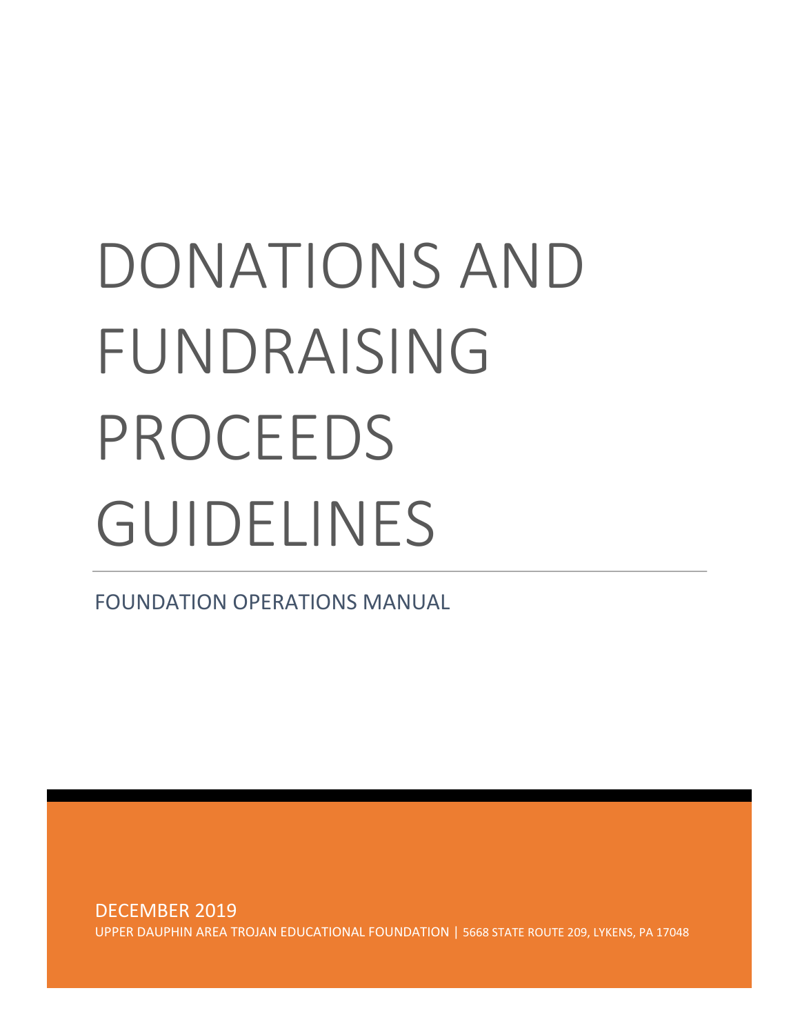# DONATIONS AND FUNDRAISING PROCEEDS GUIDELINES

## FOUNDATION OPERATIONS MANUAL

DECEMBER 2019

UPPER DAUPHIN AREA TROJAN EDUCATIONAL FOUNDATION | 5668 STATE ROUTE 209, LYKENS, PA 17048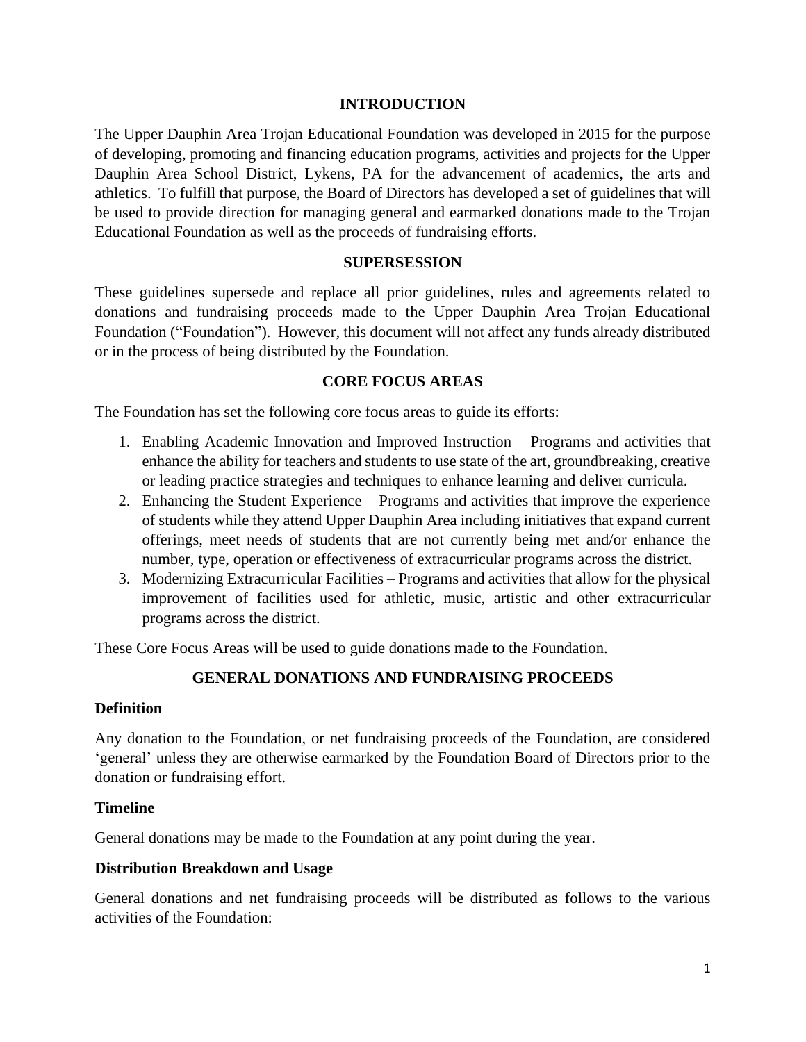## INTRODUCTION

The Upper Dauphin Area Trojan Educational Foundation was developed in 2015 for the purpose of developing, promoting and financing education programs, activities and projects for the Upper Dauphin Area School District, Lykens, PA for the advancement of academics, the arts and athletics. To fulfill that purpose, the Board of Directors has developed a set of guidelines that will be used to provide direction for managing general and earmarked donations made to the Trojan Educational Foundation as well as the proceeds of fundraising efforts.

## SUPERSESSION

These guidelines supersede and replace all prior guidelines, rules and agreements related to donations and fundraising proceeds made to the Upper Dauphin Area Trojan Educational Foundation ("Foundation"). However, this document will not affect any funds already distributed or in the process of being distributed by the Foundation.

## CORE FOCUS AREAS

The Foundation has set the following core focus areas to guide its efforts:

1. Enabling Academic Innovation and Improved Instruction – Programs and activities that enhance the ability for teachers and students to use state of the art, groundbreaking, creative or leading practice strategies and techniques to enhance learning and deliver curricula.
2. Enhancing the Student Experience – Programs and activities that improve the experience of students while they attend Upper Dauphin Area including initiatives that expand current offerings, meet needs of students that are not currently being met and/or enhance the number, type, operation or effectiveness of extracurricular programs across the district.
3. Modernizing Extracurricular Facilities – Programs and activities that allow for the physical improvement of facilities used for athletic, music, artistic and other extracurricular programs across the district.

These Core Focus Areas will be used to guide donations made to the Foundation.

## GENERAL DONATIONS AND FUNDRAISING PROCEEDS

### Definition

Any donation to the Foundation, or net fundraising proceeds of the Foundation, are considered 'general' unless they are otherwise earmarked by the Foundation Board of Directors prior to the donation or fundraising effort.

### Timeline

General donations may be made to the Foundation at any point during the year.

### Distribution Breakdown and Usage

General donations and net fundraising proceeds will be distributed as follows to the various activities of the Foundation: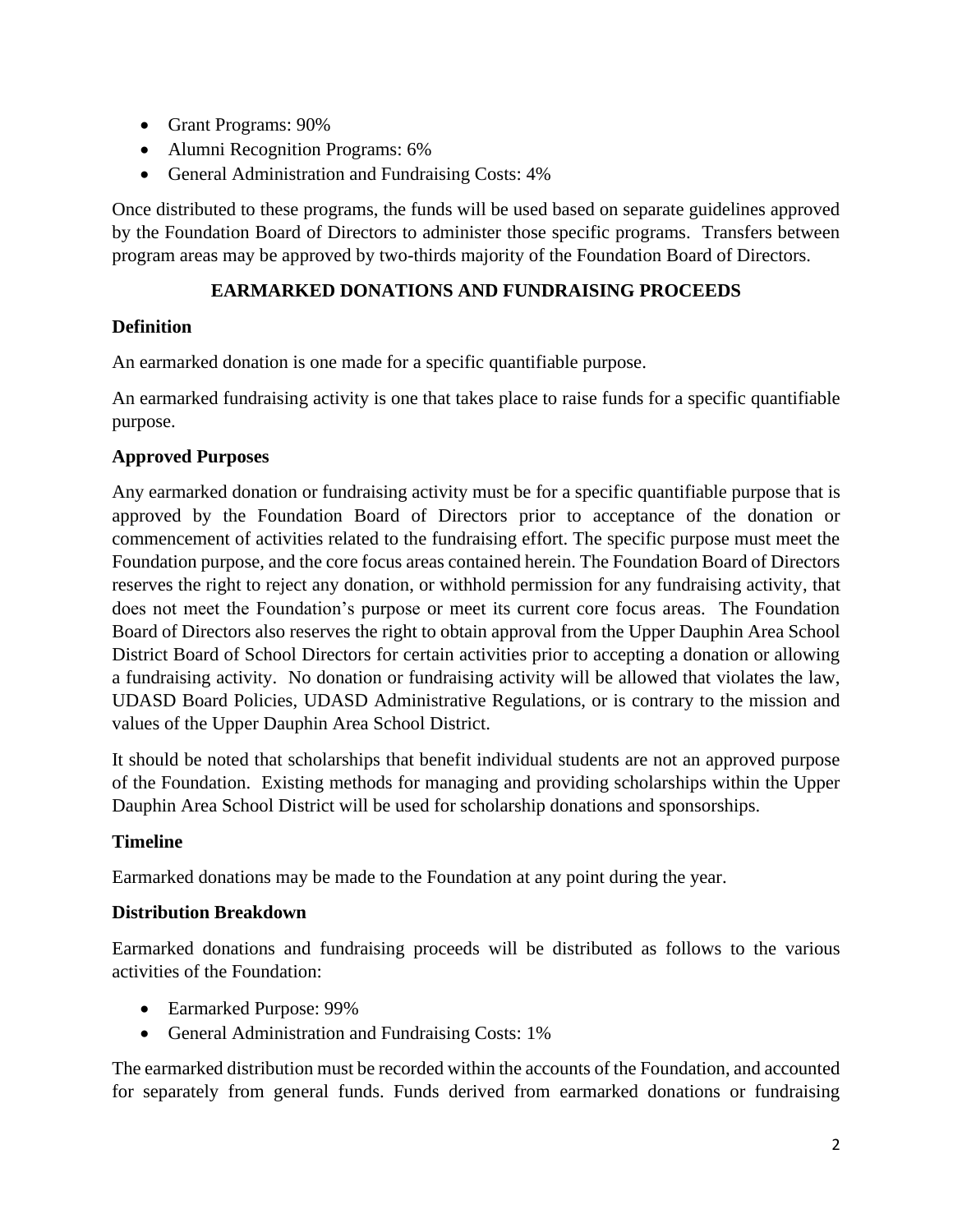- Grant Programs: 90%
- Alumni Recognition Programs: 6%
- General Administration and Fundraising Costs: 4%

Once distributed to these programs, the funds will be used based on separate guidelines approved by the Foundation Board of Directors to administer those specific programs. Transfers between program areas may be approved by two-thirds majority of the Foundation Board of Directors.

## EARMARKED DONATIONS AND FUNDRAISING PROCEEDS

### Definition

An earmarked donation is one made for a specific quantifiable purpose.

An earmarked fundraising activity is one that takes place to raise funds for a specific quantifiable purpose.

### Approved Purposes

Any earmarked donation or fundraising activity must be for a specific quantifiable purpose that is approved by the Foundation Board of Directors prior to acceptance of the donation or commencement of activities related to the fundraising effort. The specific purpose must meet the Foundation purpose, and the core focus areas contained herein. The Foundation Board of Directors reserves the right to reject any donation, or withhold permission for any fundraising activity, that does not meet the Foundation's purpose or meet its current core focus areas. The Foundation Board of Directors also reserves the right to obtain approval from the Upper Dauphin Area School District Board of School Directors for certain activities prior to accepting a donation or allowing a fundraising activity. No donation or fundraising activity will be allowed that violates the law, UDASD Board Policies, UDASD Administrative Regulations, or is contrary to the mission and values of the Upper Dauphin Area School District.

It should be noted that scholarships that benefit individual students are not an approved purpose of the Foundation. Existing methods for managing and providing scholarships within the Upper Dauphin Area School District will be used for scholarship donations and sponsorships.

### Timeline

Earmarked donations may be made to the Foundation at any point during the year.

### Distribution Breakdown

Earmarked donations and fundraising proceeds will be distributed as follows to the various activities of the Foundation:

- Earmarked Purpose: 99%
- General Administration and Fundraising Costs: 1%

The earmarked distribution must be recorded within the accounts of the Foundation, and accounted for separately from general funds. Funds derived from earmarked donations or fundraising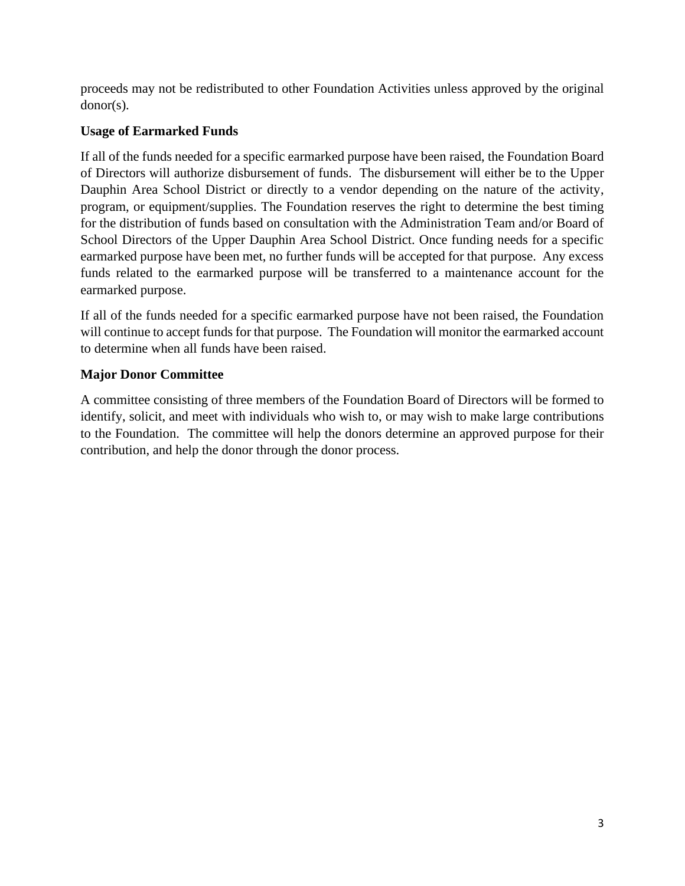proceeds may not be redistributed to other Foundation Activities unless approved by the original donor(s).

**Usage of Earmarked Funds**

If all of the funds needed for a specific earmarked purpose have been raised, the Foundation Board of Directors will authorize disbursement of funds. The disbursement will either be to the Upper Dauphin Area School District or directly to a vendor depending on the nature of the activity, program, or equipment/supplies. The Foundation reserves the right to determine the best timing for the distribution of funds based on consultation with the Administration Team and/or Board of School Directors of the Upper Dauphin Area School District. Once funding needs for a specific earmarked purpose have been met, no further funds will be accepted for that purpose. Any excess funds related to the earmarked purpose will be transferred to a maintenance account for the earmarked purpose.

If all of the funds needed for a specific earmarked purpose have not been raised, the Foundation will continue to accept funds for that purpose. The Foundation will monitor the earmarked account to determine when all funds have been raised.

**Major Donor Committee**

A committee consisting of three members of the Foundation Board of Directors will be formed to identify, solicit, and meet with individuals who wish to, or may wish to make large contributions to the Foundation. The committee will help the donors determine an approved purpose for their contribution, and help the donor through the donor process.